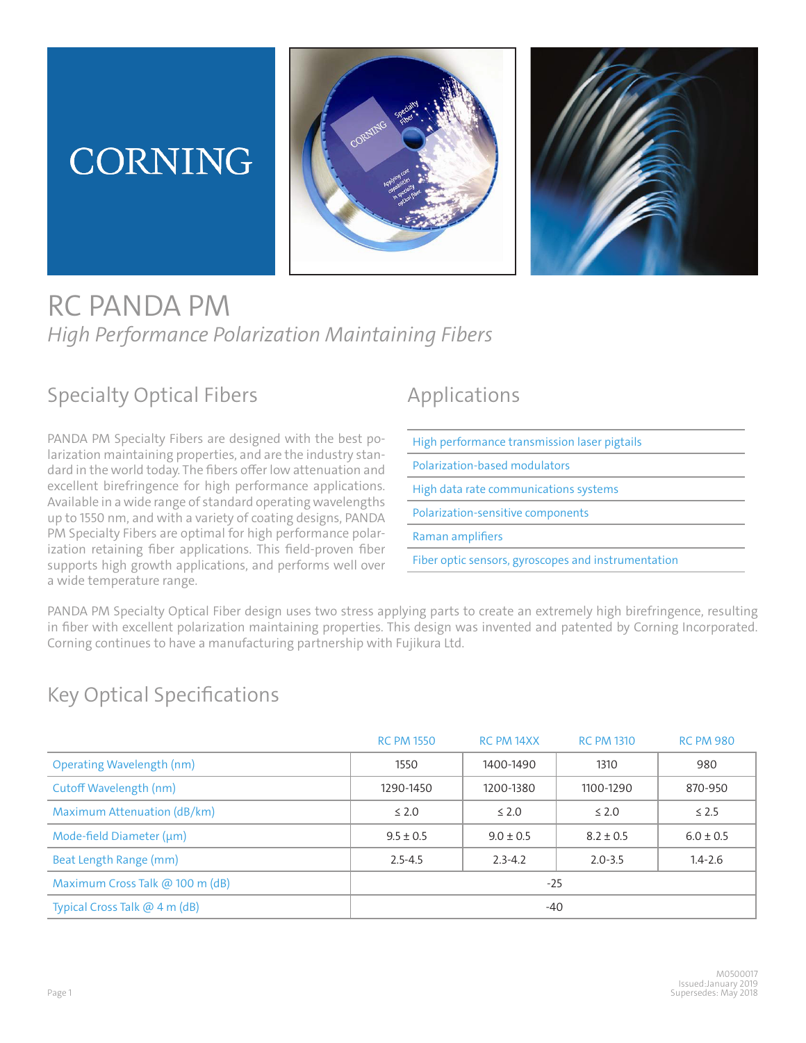CORNING

# RC PANDA PM

*High Performance Polarization Maintaining Fibers*

## Specialty Optical Fibers

PANDA PM Specialty Fibers are designed with the best polarization maintaining properties, and are the industry standard in the world today. The fibers offer low attenuation and excellent birefringence for high performance applications. Available in a wide range of standard operating wavelengths up to 1550 nm, and with a variety of coating designs, PANDA PM Specialty Fibers are optimal for high performance polarization retaining fiber applications. This field-proven fiber supports high growth applications, and performs well over a wide temperature range.

## Applications

- High performance transmission laser pigtails
- Polarization-based modulators
- High data rate communications systems
- Polarization-sensitive components
- Raman amplifiers
- Fiber optic sensors, gyroscopes and instrumentation

PANDA PM Specialty Optical Fiber design uses two stress applying parts to create an extremely high birefringence, resulting in fiber with excellent polarization maintaining properties. This design was invented and patented by Corning Incorporated. Corning continues to have a manufacturing partnership with Fujikura Ltd.

## Key Optical Specifications

| | RC PM 1550 | RC PM 14XX | RC PM 1310 | RC PM 980 |
|---|---|---|---|---|
| Operating Wavelength (nm) | 1550 | 1400-1490 | 1310 | 980 |
| Cutoff Wavelength (nm) | 1290-1450 | 1200-1380 | 1100-1290 | 870-950 |
| Maximum Attenuation (dB/km) | ≤ 2.0 | ≤ 2.0 | ≤ 2.0 | ≤ 2.5 |
| Mode-field Diameter (µm) | 9.5 ± 0.5 | 9.0 ± 0.5 | 8.2 ± 0.5 | 6.0 ± 0.5 |
| Beat Length Range (mm) | 2.5-4.5 | 2.3-4.2 | 2.0-3.5 | 1.4-2.6 |
| Maximum Cross Talk @ 100 m (dB) | -25 | | | |
| Typical Cross Talk @ 4 m (dB) | -40 | | | |

M0500017
Issued:January 2019
Supersedes: May 2018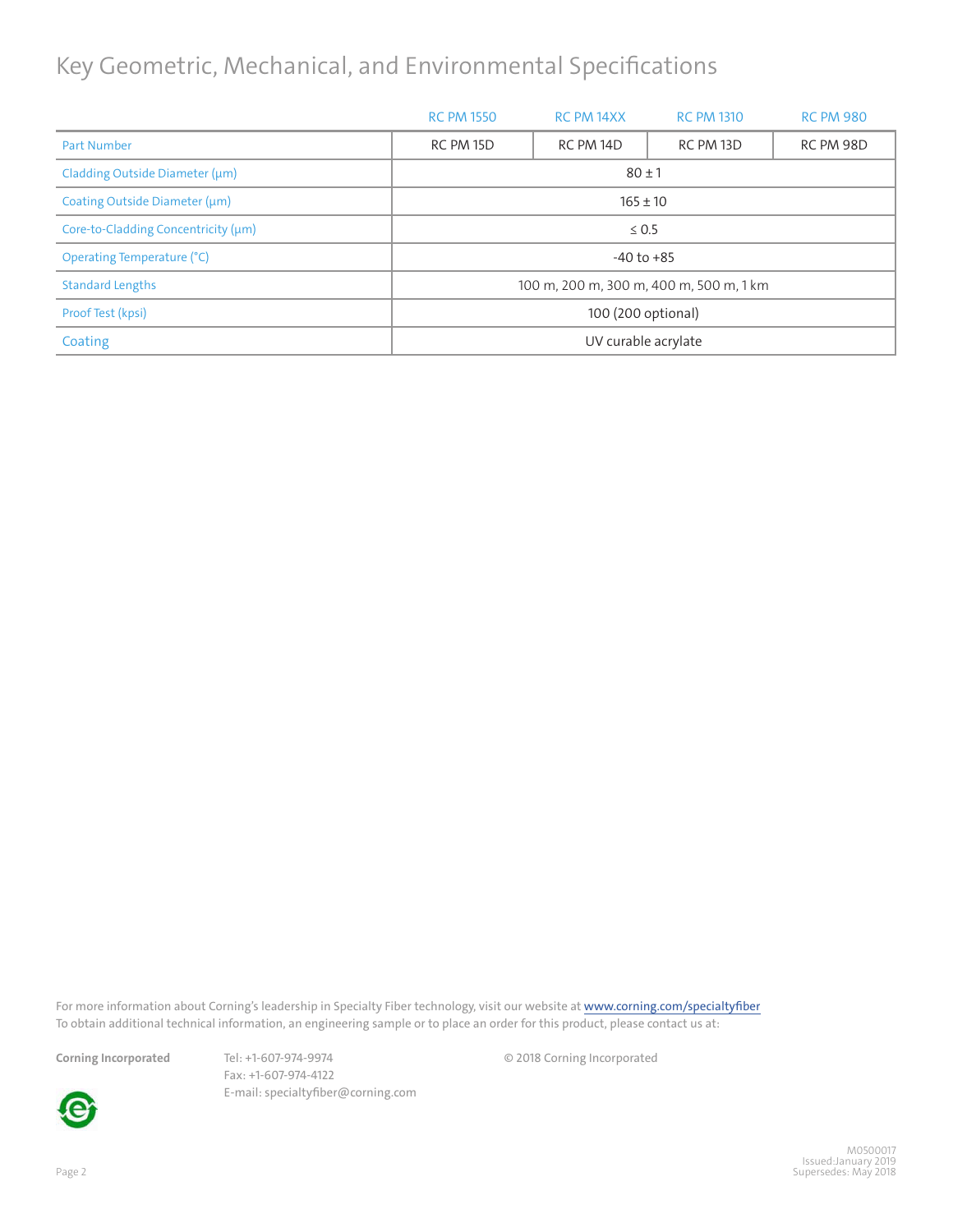# Key Geometric, Mechanical, and Environmental Specifications

| | RC PM 1550 | RC PM 14XX | RC PM 1310 | RC PM 980 |
|---|---|---|---|---|
| Part Number | RC PM 15D | RC PM 14D | RC PM 13D | RC PM 98D |
| Cladding Outside Diameter (µm) | 80 ± 1 | | | |
| Coating Outside Diameter (µm) | 165 ± 10 | | | |
| Core-to-Cladding Concentricity (µm) | ≤ 0.5 | | | |
| Operating Temperature (°C) | -40 to +85 | | | |
| Standard Lengths | 100 m, 200 m, 300 m, 400 m, 500 m, 1 km | | | |
| Proof Test (kpsi) | 100 (200 optional) | | | |
| Coating | UV curable acrylate | | | |

For more information about Corning's leadership in Specialty Fiber technology, visit our website at www.corning.com/specialtyfiber
To obtain additional technical information, an engineering sample or to place an order for this product, please contact us at:

**Corning Incorporated**

Tel: +1-607-974-9974
Fax: +1-607-974-4122
E-mail: specialtyfiber@corning.com

© 2018 Corning Incorporated

M0500017
Issued:January 2019
Supersedes: May 2018